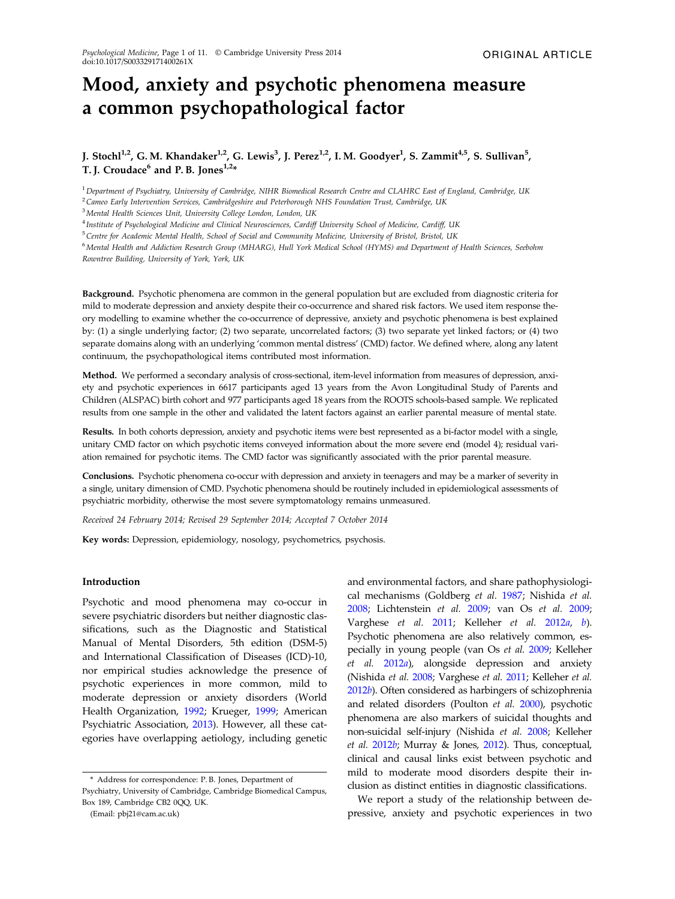ORIGINAL ARTICLE

# Mood, anxiety and psychotic phenomena measure a common psychopathological factor

**J. Stochl[1,2], G. M. Khandaker[1,2], G. Lewis[3], J. Perez[1,2], I. M. Goodyer[1], S. Zammit[4,5], S. Sullivan[5], T. J. Croudace[6] and P. B. Jones[1,2]***

[1] *Department of Psychiatry, University of Cambridge, NIHR Biomedical Research Centre and CLAHRC East of England, Cambridge, UK*
[2] *Cameo Early Intervention Services, Cambridgeshire and Peterborough NHS Foundation Trust, Cambridge, UK*
[3] *Mental Health Sciences Unit, University College London, London, UK*
[4] *Institute of Psychological Medicine and Clinical Neurosciences, Cardiff University School of Medicine, Cardiff, UK*
[5] *Centre for Academic Mental Health, School of Social and Community Medicine, University of Bristol, Bristol, UK*
[6] *Mental Health and Addiction Research Group (MHARG), Hull York Medical School (HYMS) and Department of Health Sciences, Seebohm Rowntree Building, University of York, York, UK*

**Background.** Psychotic phenomena are common in the general population but are excluded from diagnostic criteria for mild to moderate depression and anxiety despite their co-occurrence and shared risk factors. We used item response theory modelling to examine whether the co-occurrence of depressive, anxiety and psychotic phenomena is best explained by: (1) a single underlying factor; (2) two separate, uncorrelated factors; (3) two separate yet linked factors; or (4) two separate domains along with an underlying 'common mental distress' (CMD) factor. We defined where, along any latent continuum, the psychopathological items contributed most information.

**Method.** We performed a secondary analysis of cross-sectional, item-level information from measures of depression, anxiety and psychotic experiences in 6617 participants aged 13 years from the Avon Longitudinal Study of Parents and Children (ALSPAC) birth cohort and 977 participants aged 18 years from the ROOTS schools-based sample. We replicated results from one sample in the other and validated the latent factors against an earlier parental measure of mental state.

**Results.** In both cohorts depression, anxiety and psychotic items were best represented as a bi-factor model with a single, unitary CMD factor on which psychotic items conveyed information about the more severe end (model 4); residual variation remained for psychotic items. The CMD factor was significantly associated with the prior parental measure.

**Conclusions.** Psychotic phenomena co-occur with depression and anxiety in teenagers and may be a marker of severity in a single, unitary dimension of CMD. Psychotic phenomena should be routinely included in epidemiological assessments of psychiatric morbidity, otherwise the most severe symptomatology remains unmeasured.

*Received 24 February 2014; Revised 29 September 2014; Accepted 7 October 2014*

**Key words:** Depression, epidemiology, nosology, psychometrics, psychosis.

## Introduction

Psychotic and mood phenomena may co-occur in severe psychiatric disorders but neither diagnostic classifications, such as the Diagnostic and Statistical Manual of Mental Disorders, 5th edition (DSM-5) and International Classification of Diseases (ICD)-10, nor empirical studies acknowledge the presence of psychotic experiences in more common, mild to moderate depression or anxiety disorders (World Health Organization, 1992; Krueger, 1999; American Psychiatric Association, 2013). However, all these categories have overlapping aetiology, including genetic and environmental factors, and share pathophysiological mechanisms (Goldberg *et al.* 1987; Nishida *et al.* 2008; Lichtenstein *et al.* 2009; van Os *et al.* 2009; Varghese *et al.* 2011; Kelleher *et al.* 2012*a*, *b*). Psychotic phenomena are also relatively common, especially in young people (van Os *et al.* 2009; Kelleher *et al.* 2012*a*), alongside depression and anxiety (Nishida *et al.* 2008; Varghese *et al.* 2011; Kelleher *et al.* 2012*b*). Often considered as harbingers of schizophrenia and related disorders (Poulton *et al.* 2000), psychotic phenomena are also markers of suicidal thoughts and non-suicidal self-injury (Nishida *et al.* 2008; Kelleher *et al.* 2012*b*; Murray & Jones, 2012). Thus, conceptual, clinical and causal links exist between psychotic and mild to moderate mood disorders despite their inclusion as distinct entities in diagnostic classifications.

We report a study of the relationship between depressive, anxiety and psychotic experiences in two

\* Address for correspondence: P. B. Jones, Department of Psychiatry, University of Cambridge, Cambridge Biomedical Campus, Box 189, Cambridge CB2 0QQ, UK.

(Email: pbj21@cam.ac.uk)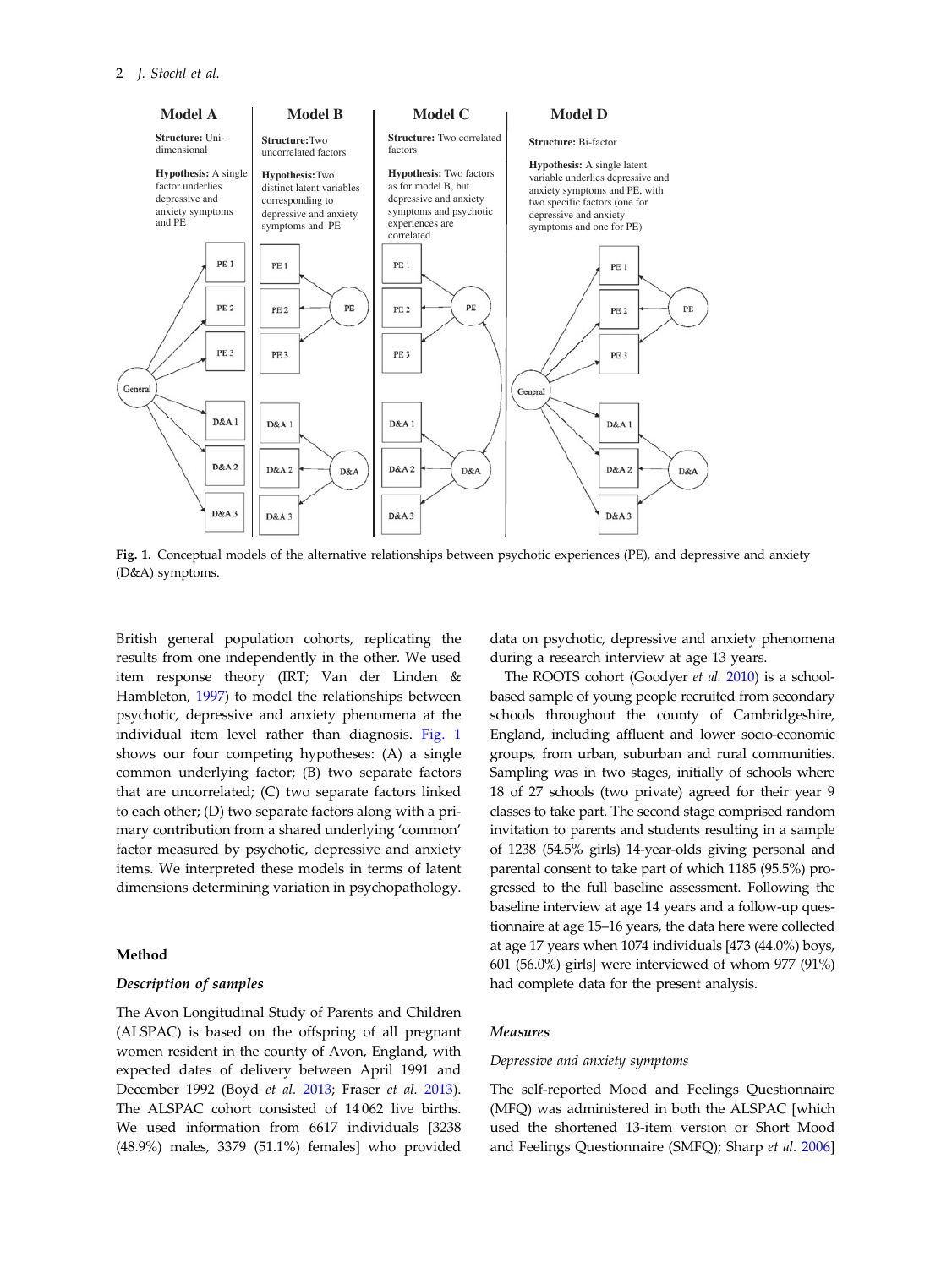Model A

**Structure:** Uni-dimensional

**Hypothesis:** A single factor underlies depressive and anxiety symptoms and PE

Model B

**Structure:** Two uncorrelated factors

**Hypothesis:** Two distinct latent variables corresponding to depressive and anxiety symptoms and PE

Model C

**Structure:** Two correlated factors

**Hypothesis:** Two factors as for model B, but depressive and anxiety symptoms and psychotic experiences are correlated

Model D

**Structure:** Bi-factor

**Hypothesis:** A single latent variable underlies depressive and anxiety symptoms and PE, with two specific factors (one for depressive and anxiety symptoms and one for PE)

**Fig. 1.** Conceptual models of the alternative relationships between psychotic experiences (PE), and depressive and anxiety (D&A) symptoms.

British general population cohorts, replicating the results from one independently in the other. We used item response theory (IRT; Van der Linden & Hambleton, 1997) to model the relationships between psychotic, depressive and anxiety phenomena at the individual item level rather than diagnosis. Fig. 1 shows our four competing hypotheses: (A) a single common underlying factor; (B) two separate factors that are uncorrelated; (C) two separate factors linked to each other; (D) two separate factors along with a primary contribution from a shared underlying 'common' factor measured by psychotic, depressive and anxiety items. We interpreted these models in terms of latent dimensions determining variation in psychopathology.

## Method

### *Description of samples*

The Avon Longitudinal Study of Parents and Children (ALSPAC) is based on the offspring of all pregnant women resident in the county of Avon, England, with expected dates of delivery between April 1991 and December 1992 (Boyd *et al.* 2013; Fraser *et al.* 2013). The ALSPAC cohort consisted of 14 062 live births. We used information from 6617 individuals [3238 (48.9%) males, 3379 (51.1%) females] who provided data on psychotic, depressive and anxiety phenomena during a research interview at age 13 years.

The ROOTS cohort (Goodyer *et al.* 2010) is a school-based sample of young people recruited from secondary schools throughout the county of Cambridgeshire, England, including affluent and lower socio-economic groups, from urban, suburban and rural communities. Sampling was in two stages, initially of schools where 18 of 27 schools (two private) agreed for their year 9 classes to take part. The second stage comprised random invitation to parents and students resulting in a sample of 1238 (54.5% girls) 14-year-olds giving personal and parental consent to take part of which 1185 (95.5%) progressed to the full baseline assessment. Following the baseline interview at age 14 years and a follow-up questionnaire at age 15–16 years, the data here were collected at age 17 years when 1074 individuals [473 (44.0%) boys, 601 (56.0%) girls] were interviewed of whom 977 (91%) had complete data for the present analysis.

### *Measures*

*Depressive and anxiety symptoms*

The self-reported Mood and Feelings Questionnaire (MFQ) was administered in both the ALSPAC [which used the shortened 13-item version or Short Mood and Feelings Questionnaire (SMFQ); Sharp *et al.* 2006]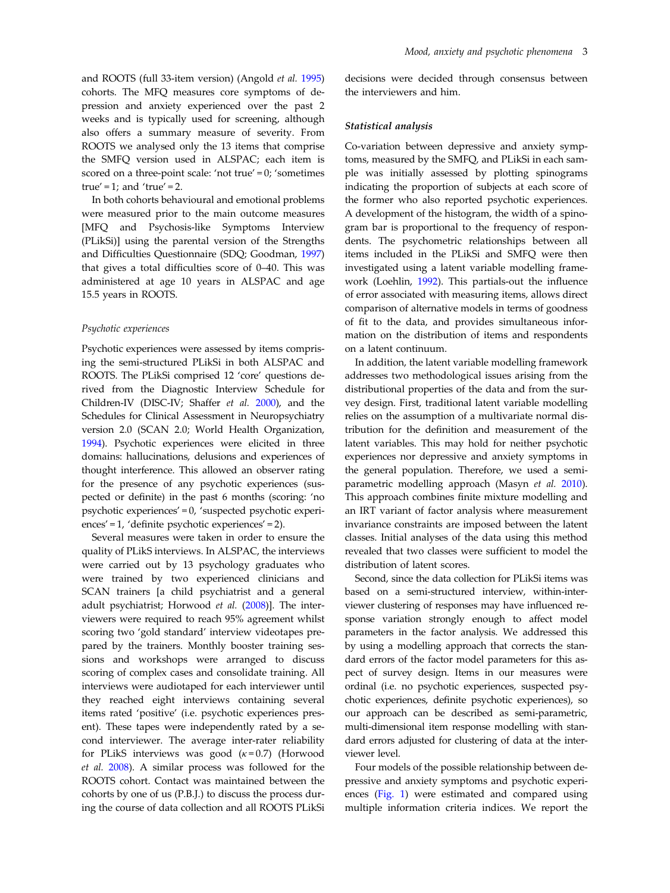and ROOTS (full 33-item version) (Angold *et al.* 1995) cohorts. The MFQ measures core symptoms of depression and anxiety experienced over the past 2 weeks and is typically used for screening, although also offers a summary measure of severity. From ROOTS we analysed only the 13 items that comprise the SMFQ version used in ALSPAC; each item is scored on a three-point scale: 'not true' = 0; 'sometimes true' = 1; and 'true' = 2.

In both cohorts behavioural and emotional problems were measured prior to the main outcome measures [MFQ and Psychosis-like Symptoms Interview (PLikSi)] using the parental version of the Strengths and Difficulties Questionnaire (SDQ; Goodman, 1997) that gives a total difficulties score of 0–40. This was administered at age 10 years in ALSPAC and age 15.5 years in ROOTS.

#### *Psychotic experiences*

Psychotic experiences were assessed by items comprising the semi-structured PLikSi in both ALSPAC and ROOTS. The PLikSi comprised 12 'core' questions derived from the Diagnostic Interview Schedule for Children-IV (DISC-IV; Shaffer *et al.* 2000), and the Schedules for Clinical Assessment in Neuropsychiatry version 2.0 (SCAN 2.0; World Health Organization, 1994). Psychotic experiences were elicited in three domains: hallucinations, delusions and experiences of thought interference. This allowed an observer rating for the presence of any psychotic experiences (suspected or definite) in the past 6 months (scoring: 'no psychotic experiences' = 0, 'suspected psychotic experiences' = 1, 'definite psychotic experiences' = 2).

Several measures were taken in order to ensure the quality of PLikS interviews. In ALSPAC, the interviews were carried out by 13 psychology graduates who were trained by two experienced clinicians and SCAN trainers [a child psychiatrist and a general adult psychiatrist; Horwood *et al.* (2008)]. The interviewers were required to reach 95% agreement whilst scoring two 'gold standard' interview videotapes prepared by the trainers. Monthly booster training sessions and workshops were arranged to discuss scoring of complex cases and consolidate training. All interviews were audiotaped for each interviewer until they reached eight interviews containing several items rated 'positive' (i.e. psychotic experiences present). These tapes were independently rated by a second interviewer. The average inter-rater reliability for PLikS interviews was good ($\kappa = 0.7$) (Horwood *et al.* 2008). A similar process was followed for the ROOTS cohort. Contact was maintained between the cohorts by one of us (P.B.J.) to discuss the process during the course of data collection and all ROOTS PLikSi decisions were decided through consensus between the interviewers and him.

### *Statistical analysis*

Co-variation between depressive and anxiety symptoms, measured by the SMFQ, and PLikSi in each sample was initially assessed by plotting spinograms indicating the proportion of subjects at each score of the former who also reported psychotic experiences. A development of the histogram, the width of a spinogram bar is proportional to the frequency of respondents. The psychometric relationships between all items included in the PLikSi and SMFQ were then investigated using a latent variable modelling framework (Loehlin, 1992). This partials-out the influence of error associated with measuring items, allows direct comparison of alternative models in terms of goodness of fit to the data, and provides simultaneous information on the distribution of items and respondents on a latent continuum.

In addition, the latent variable modelling framework addresses two methodological issues arising from the distributional properties of the data and from the survey design. First, traditional latent variable modelling relies on the assumption of a multivariate normal distribution for the definition and measurement of the latent variables. This may hold for neither psychotic experiences nor depressive and anxiety symptoms in the general population. Therefore, we used a semi-parametric modelling approach (Masyn *et al.* 2010). This approach combines finite mixture modelling and an IRT variant of factor analysis where measurement invariance constraints are imposed between the latent classes. Initial analyses of the data using this method revealed that two classes were sufficient to model the distribution of latent scores.

Second, since the data collection for PLikSi items was based on a semi-structured interview, within-interviewer clustering of responses may have influenced response variation strongly enough to affect model parameters in the factor analysis. We addressed this by using a modelling approach that corrects the standard errors of the factor model parameters for this aspect of survey design. Items in our measures were ordinal (i.e. no psychotic experiences, suspected psychotic experiences, definite psychotic experiences), so our approach can be described as semi-parametric, multi-dimensional item response modelling with standard errors adjusted for clustering of data at the interviewer level.

Four models of the possible relationship between depressive and anxiety symptoms and psychotic experiences (Fig. 1) were estimated and compared using multiple information criteria indices. We report the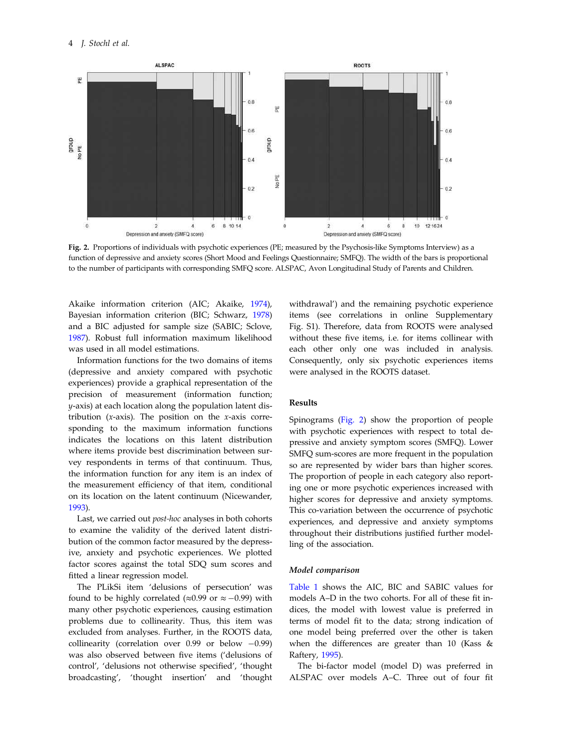Fig. 2. Proportions of individuals with psychotic experiences (PE; measured by the Psychosis-like Symptoms Interview) as a function of depressive and anxiety scores (Short Mood and Feelings Questionnaire; SMFQ). The width of the bars is proportional to the number of participants with corresponding SMFQ score. ALSPAC, Avon Longitudinal Study of Parents and Children.

Akaike information criterion (AIC; Akaike, 1974), Bayesian information criterion (BIC; Schwarz, 1978) and a BIC adjusted for sample size (SABIC; Sclove, 1987). Robust full information maximum likelihood was used in all model estimations.

Information functions for the two domains of items (depressive and anxiety compared with psychotic experiences) provide a graphical representation of the precision of measurement (information function; *y*-axis) at each location along the population latent distribution (*x*-axis). The position on the *x*-axis corresponding to the maximum information functions indicates the locations on this latent distribution where items provide best discrimination between survey respondents in terms of that continuum. Thus, the information function for any item is an index of the measurement efficiency of that item, conditional on its location on the latent continuum (Nicewander, 1993).

Last, we carried out *post-hoc* analyses in both cohorts to examine the validity of the derived latent distribution of the common factor measured by the depressive, anxiety and psychotic experiences. We plotted factor scores against the total SDQ sum scores and fitted a linear regression model.

The PLikSi item 'delusions of persecution' was found to be highly correlated ($\approx$0.99 or $\approx -0.99$) with many other psychotic experiences, causing estimation problems due to collinearity. Thus, this item was excluded from analyses. Further, in the ROOTS data, collinearity (correlation over 0.99 or below $-0.99$) was also observed between five items ('delusions of control', 'delusions not otherwise specified', 'thought broadcasting', 'thought insertion' and 'thought withdrawal') and the remaining psychotic experience items (see correlations in online Supplementary Fig. S1). Therefore, data from ROOTS were analysed without these five items, i.e. for items collinear with each other only one was included in analysis. Consequently, only six psychotic experiences items were analysed in the ROOTS dataset.

## Results

Spinograms (Fig. 2) show the proportion of people with psychotic experiences with respect to total depressive and anxiety symptom scores (SMFQ). Lower SMFQ sum-scores are more frequent in the population so are represented by wider bars than higher scores. The proportion of people in each category also reporting one or more psychotic experiences increased with higher scores for depressive and anxiety symptoms. This co-variation between the occurrence of psychotic experiences, and depressive and anxiety symptoms throughout their distributions justified further modelling of the association.

### *Model comparison*

Table 1 shows the AIC, BIC and SABIC values for models A–D in the two cohorts. For all of these fit indices, the model with lowest value is preferred in terms of model fit to the data; strong indication of one model being preferred over the other is taken when the differences are greater than 10 (Kass & Raftery, 1995).

The bi-factor model (model D) was preferred in ALSPAC over models A–C. Three out of four fit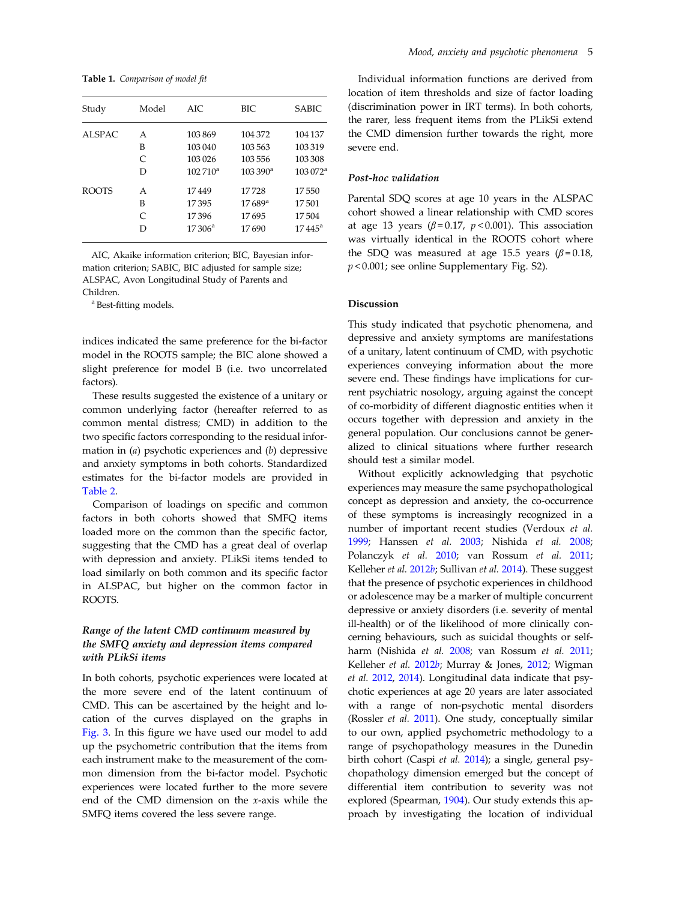**Table 1.** *Comparison of model fit*

| Study | Model | AIC | BIC | SABIC |
|---|---|---|---|---|
| ALSPAC | A | 103 869 | 104 372 | 104 137 |
| | B | 103 040 | 103 563 | 103 319 |
| | C | 103 026 | 103 556 | 103 308 |
| | D | 102 710[a] | 103 390[a] | 103 072[a] |
| ROOTS | A | 17 449 | 17 728 | 17 550 |
| | B | 17 395 | 17 689[a] | 17 501 |
| | C | 17 396 | 17 695 | 17 504 |
| | D | 17 306[a] | 17 690 | 17 445[a] |

AIC, Akaike information criterion; BIC, Bayesian information criterion; SABIC, BIC adjusted for sample size; ALSPAC, Avon Longitudinal Study of Parents and Children.

[a] Best-fitting models.

indices indicated the same preference for the bi-factor model in the ROOTS sample; the BIC alone showed a slight preference for model B (i.e. two uncorrelated factors).

These results suggested the existence of a unitary or common underlying factor (hereafter referred to as common mental distress; CMD) in addition to the two specific factors corresponding to the residual information in (*a*) psychotic experiences and (*b*) depressive and anxiety symptoms in both cohorts. Standardized estimates for the bi-factor models are provided in Table 2.

Comparison of loadings on specific and common factors in both cohorts showed that SMFQ items loaded more on the common than the specific factor, suggesting that the CMD has a great deal of overlap with depression and anxiety. PLikSi items tended to load similarly on both common and its specific factor in ALSPAC, but higher on the common factor in ROOTS.

### *Range of the latent CMD continuum measured by the SMFQ anxiety and depression items compared with PLikSi items*

In both cohorts, psychotic experiences were located at the more severe end of the latent continuum of CMD. This can be ascertained by the height and location of the curves displayed on the graphs in Fig. 3. In this figure we have used our model to add up the psychometric contribution that the items from each instrument make to the measurement of the common dimension from the bi-factor model. Psychotic experiences were located further to the more severe end of the CMD dimension on the *x*-axis while the SMFQ items covered the less severe range.

Individual information functions are derived from location of item thresholds and size of factor loading (discrimination power in IRT terms). In both cohorts, the rarer, less frequent items from the PLikSi extend the CMD dimension further towards the right, more severe end.

### *Post-hoc validation*

Parental SDQ scores at age 10 years in the ALSPAC cohort showed a linear relationship with CMD scores at age 13 years ($\beta = 0.17$, $p < 0.001$). This association was virtually identical in the ROOTS cohort where the SDQ was measured at age 15.5 years ($\beta = 0.18$, $p < 0.001$; see online Supplementary Fig. S2).

## Discussion

This study indicated that psychotic phenomena, and depressive and anxiety symptoms are manifestations of a unitary, latent continuum of CMD, with psychotic experiences conveying information about the more severe end. These findings have implications for current psychiatric nosology, arguing against the concept of co-morbidity of different diagnostic entities when it occurs together with depression and anxiety in the general population. Our conclusions cannot be generalized to clinical situations where further research should test a similar model.

Without explicitly acknowledging that psychotic experiences may measure the same psychopathological concept as depression and anxiety, the co-occurrence of these symptoms is increasingly recognized in a number of important recent studies (Verdoux *et al.* 1999; Hanssen *et al.* 2003; Nishida *et al.* 2008; Polanczyk *et al.* 2010; van Rossum *et al.* 2011; Kelleher *et al.* 2012*b*; Sullivan *et al.* 2014). These suggest that the presence of psychotic experiences in childhood or adolescence may be a marker of multiple concurrent depressive or anxiety disorders (i.e. severity of mental ill-health) or of the likelihood of more clinically concerning behaviours, such as suicidal thoughts or self-harm (Nishida *et al.* 2008; van Rossum *et al.* 2011; Kelleher *et al.* 2012*b*; Murray & Jones, 2012; Wigman *et al.* 2012, 2014). Longitudinal data indicate that psychotic experiences at age 20 years are later associated with a range of non-psychotic mental disorders (Rossler *et al.* 2011). One study, conceptually similar to our own, applied psychometric methodology to a range of psychopathology measures in the Dunedin birth cohort (Caspi *et al.* 2014); a single, general psychopathology dimension emerged but the concept of differential item contribution to severity was not explored (Spearman, 1904). Our study extends this approach by investigating the location of individual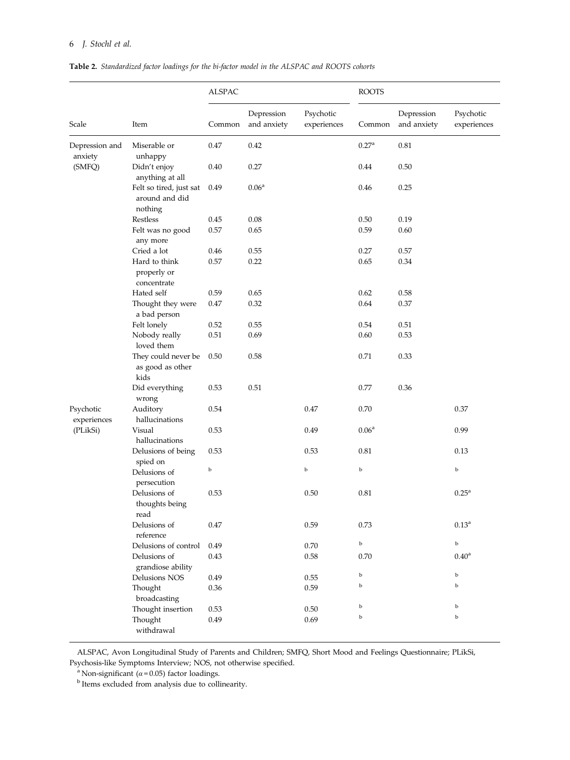**Table 2.** *Standardized factor loadings for the bi-factor model in the ALSPAC and ROOTS cohorts*

| | | ALSPAC | | | ROOTS | | |
|---|---|---|---|---|---|---|---|
| Scale | Item | Common | Depression and anxiety | Psychotic experiences | Common | Depression and anxiety | Psychotic experiences |
| Depression and anxiety (SMFQ) | Miserable or unhappy | 0.47 | 0.42 | | 0.27[a] | 0.81 | |
| | Didn't enjoy anything at all | 0.40 | 0.27 | | 0.44 | 0.50 | |
| | Felt so tired, just sat around and did nothing | 0.49 | 0.06[a] | | 0.46 | 0.25 | |
| | Restless | 0.45 | 0.08 | | 0.50 | 0.19 | |
| | Felt was no good any more | 0.57 | 0.65 | | 0.59 | 0.60 | |
| | Cried a lot | 0.46 | 0.55 | | 0.27 | 0.57 | |
| | Hard to think properly or concentrate | 0.57 | 0.22 | | 0.65 | 0.34 | |
| | Hated self | 0.59 | 0.65 | | 0.62 | 0.58 | |
| | Thought they were a bad person | 0.47 | 0.32 | | 0.64 | 0.37 | |
| | Felt lonely | 0.52 | 0.55 | | 0.54 | 0.51 | |
| | Nobody really loved them | 0.51 | 0.69 | | 0.60 | 0.53 | |
| | They could never be as good as other kids | 0.50 | 0.58 | | 0.71 | 0.33 | |
| | Did everything wrong | 0.53 | 0.51 | | 0.77 | 0.36 | |
| Psychotic experiences (PLikSi) | Auditory hallucinations | 0.54 | | 0.47 | 0.70 | | 0.37 |
| | Visual hallucinations | 0.53 | | 0.49 | 0.06[a] | | 0.99 |
| | Delusions of being spied on | 0.53 | | 0.53 | 0.81 | | 0.13 |
| | Delusions of persecution | [b] | | [b] | [b] | | [b] |
| | Delusions of thoughts being read | 0.53 | | 0.50 | 0.81 | | 0.25[a] |
| | Delusions of reference | 0.47 | | 0.59 | 0.73 | | 0.13[a] |
| | Delusions of control | 0.49 | | 0.70 | [b] | | [b] |
| | Delusions of grandiose ability | 0.43 | | 0.58 | 0.70 | | 0.40[a] |
| | Delusions NOS | 0.49 | | 0.55 | [b] | | [b] |
| | Thought broadcasting | 0.36 | | 0.59 | [b] | | [b] |
| | Thought insertion | 0.53 | | 0.50 | [b] | | [b] |
| | Thought withdrawal | 0.49 | | 0.69 | [b] | | [b] |

ALSPAC, Avon Longitudinal Study of Parents and Children; SMFQ, Short Mood and Feelings Questionnaire; PLikSi, Psychosis-like Symptoms Interview; NOS, not otherwise specified.

[a] Non-significant ($\alpha = 0.05$) factor loadings.

[b] Items excluded from analysis due to collinearity.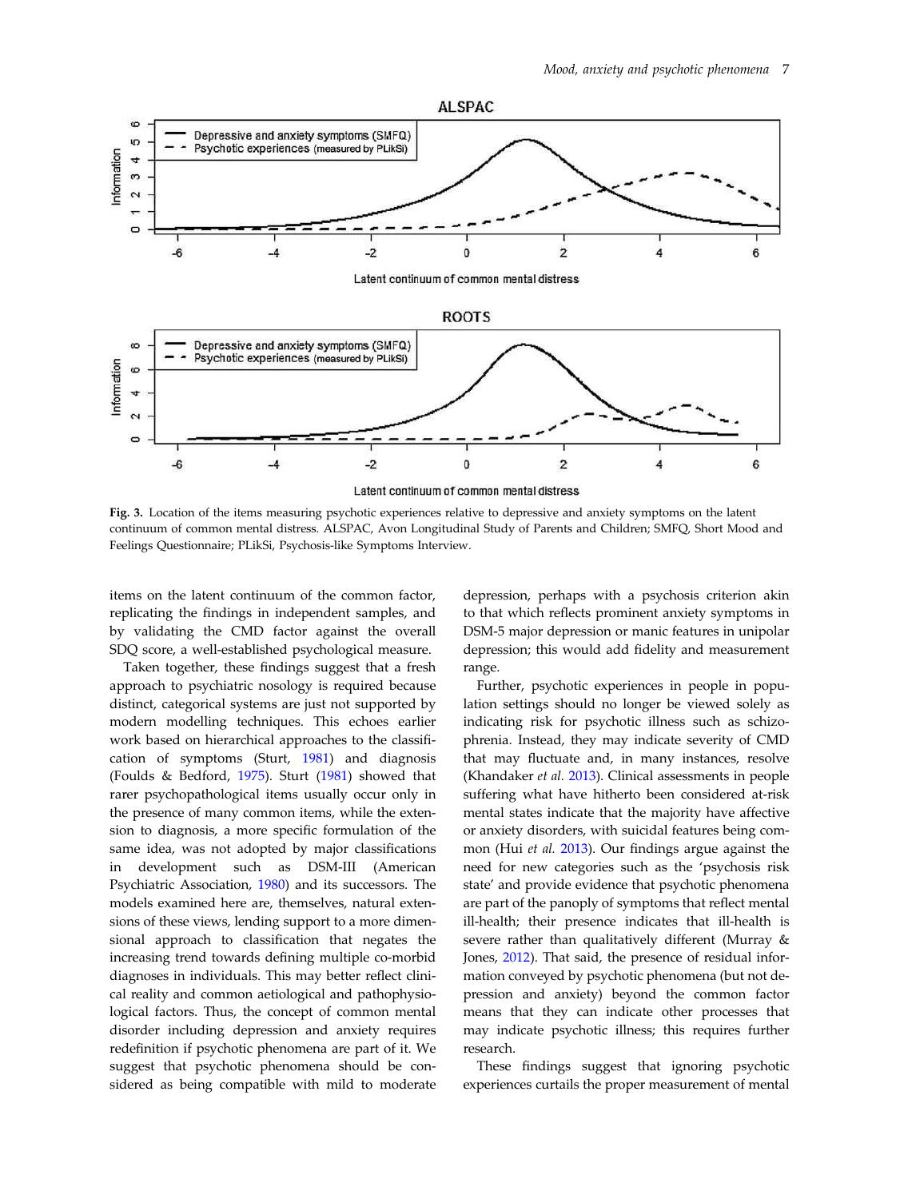Fig. 3. Location of the items measuring psychotic experiences relative to depressive and anxiety symptoms on the latent continuum of common mental distress. ALSPAC, Avon Longitudinal Study of Parents and Children; SMFQ, Short Mood and Feelings Questionnaire; PLikSi, Psychosis-like Symptoms Interview.

items on the latent continuum of the common factor, replicating the findings in independent samples, and by validating the CMD factor against the overall SDQ score, a well-established psychological measure.

Taken together, these findings suggest that a fresh approach to psychiatric nosology is required because distinct, categorical systems are just not supported by modern modelling techniques. This echoes earlier work based on hierarchical approaches to the classification of symptoms (Sturt, 1981) and diagnosis (Foulds & Bedford, 1975). Sturt (1981) showed that rarer psychopathological items usually occur only in the presence of many common items, while the extension to diagnosis, a more specific formulation of the same idea, was not adopted by major classifications in development such as DSM-III (American Psychiatric Association, 1980) and its successors. The models examined here are, themselves, natural extensions of these views, lending support to a more dimensional approach to classification that negates the increasing trend towards defining multiple co-morbid diagnoses in individuals. This may better reflect clinical reality and common aetiological and pathophysiological factors. Thus, the concept of common mental disorder including depression and anxiety requires redefinition if psychotic phenomena are part of it. We suggest that psychotic phenomena should be considered as being compatible with mild to moderate depression, perhaps with a psychosis criterion akin to that which reflects prominent anxiety symptoms in DSM-5 major depression or manic features in unipolar depression; this would add fidelity and measurement range.

Further, psychotic experiences in people in population settings should no longer be viewed solely as indicating risk for psychotic illness such as schizophrenia. Instead, they may indicate severity of CMD that may fluctuate and, in many instances, resolve (Khandaker *et al.* 2013). Clinical assessments in people suffering what have hitherto been considered at-risk mental states indicate that the majority have affective or anxiety disorders, with suicidal features being common (Hui *et al.* 2013). Our findings argue against the need for new categories such as the 'psychosis risk state' and provide evidence that psychotic phenomena are part of the panoply of symptoms that reflect mental ill-health; their presence indicates that ill-health is severe rather than qualitatively different (Murray & Jones, 2012). That said, the presence of residual information conveyed by psychotic phenomena (but not depression and anxiety) beyond the common factor means that they can indicate other processes that may indicate psychotic illness; this requires further research.

These findings suggest that ignoring psychotic experiences curtails the proper measurement of mental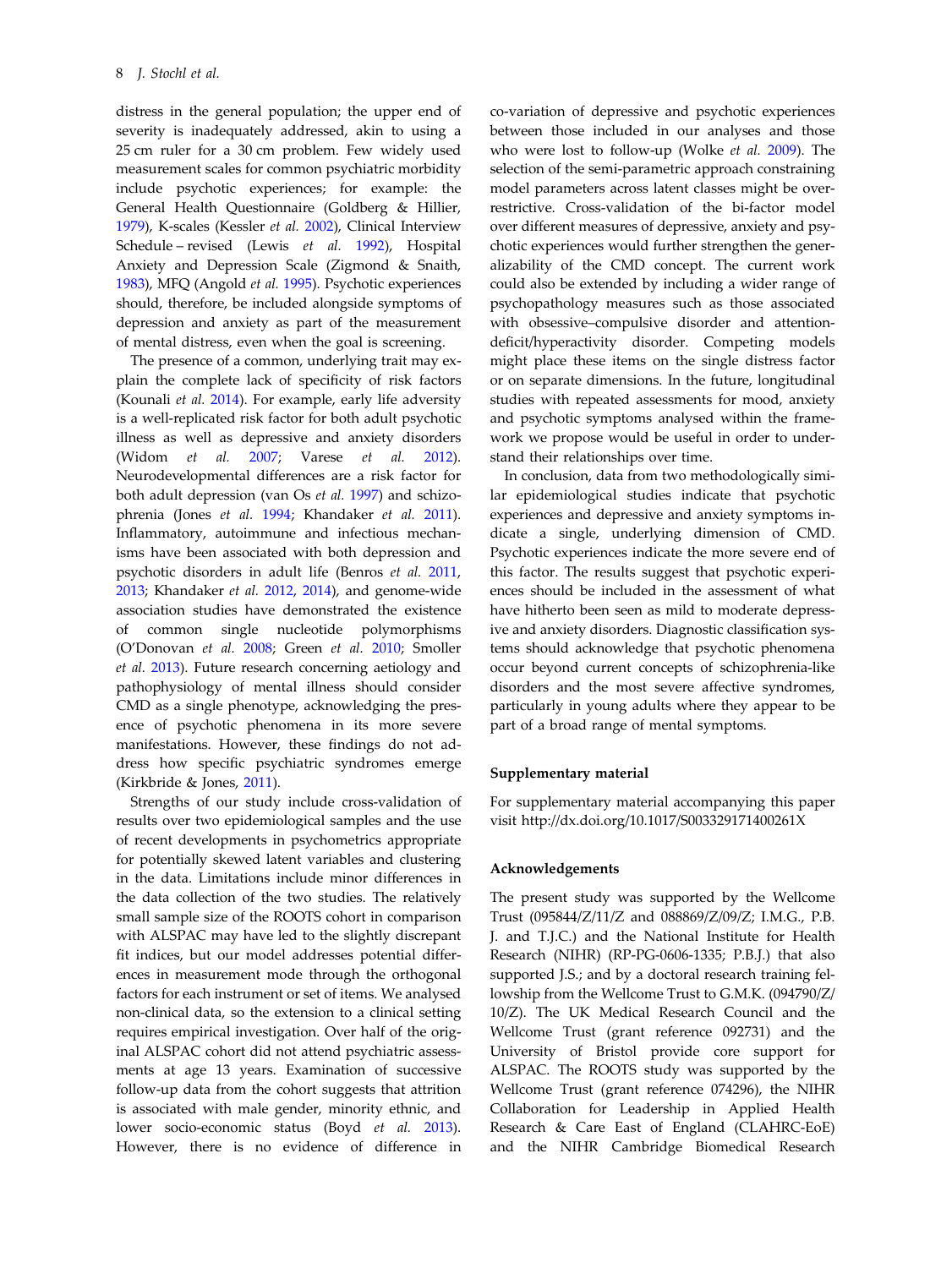distress in the general population; the upper end of severity is inadequately addressed, akin to using a 25 cm ruler for a 30 cm problem. Few widely used measurement scales for common psychiatric morbidity include psychotic experiences; for example: the General Health Questionnaire (Goldberg & Hillier, 1979), K-scales (Kessler *et al.* 2002), Clinical Interview Schedule – revised (Lewis *et al.* 1992), Hospital Anxiety and Depression Scale (Zigmond & Snaith, 1983), MFQ (Angold *et al.* 1995). Psychotic experiences should, therefore, be included alongside symptoms of depression and anxiety as part of the measurement of mental distress, even when the goal is screening.

The presence of a common, underlying trait may explain the complete lack of specificity of risk factors (Kounali *et al.* 2014). For example, early life adversity is a well-replicated risk factor for both adult psychotic illness as well as depressive and anxiety disorders (Widom *et al.* 2007; Varese *et al.* 2012). Neurodevelopmental differences are a risk factor for both adult depression (van Os *et al.* 1997) and schizophrenia (Jones *et al.* 1994; Khandaker *et al.* 2011). Inflammatory, autoimmune and infectious mechanisms have been associated with both depression and psychotic disorders in adult life (Benros *et al.* 2011, 2013; Khandaker *et al.* 2012, 2014), and genome-wide association studies have demonstrated the existence of common single nucleotide polymorphisms (O'Donovan *et al.* 2008; Green *et al.* 2010; Smoller *et al.* 2013). Future research concerning aetiology and pathophysiology of mental illness should consider CMD as a single phenotype, acknowledging the presence of psychotic phenomena in its more severe manifestations. However, these findings do not address how specific psychiatric syndromes emerge (Kirkbride & Jones, 2011).

Strengths of our study include cross-validation of results over two epidemiological samples and the use of recent developments in psychometrics appropriate for potentially skewed latent variables and clustering in the data. Limitations include minor differences in the data collection of the two studies. The relatively small sample size of the ROOTS cohort in comparison with ALSPAC may have led to the slightly discrepant fit indices, but our model addresses potential differences in measurement mode through the orthogonal factors for each instrument or set of items. We analysed non-clinical data, so the extension to a clinical setting requires empirical investigation. Over half of the original ALSPAC cohort did not attend psychiatric assessments at age 13 years. Examination of successive follow-up data from the cohort suggests that attrition is associated with male gender, minority ethnic, and lower socio-economic status (Boyd *et al.* 2013). However, there is no evidence of difference in co-variation of depressive and psychotic experiences between those included in our analyses and those who were lost to follow-up (Wolke *et al.* 2009). The selection of the semi-parametric approach constraining model parameters across latent classes might be over-restrictive. Cross-validation of the bi-factor model over different measures of depressive, anxiety and psychotic experiences would further strengthen the generalizability of the CMD concept. The current work could also be extended by including a wider range of psychopathology measures such as those associated with obsessive–compulsive disorder and attention-deficit/hyperactivity disorder. Competing models might place these items on the single distress factor or on separate dimensions. In the future, longitudinal studies with repeated assessments for mood, anxiety and psychotic symptoms analysed within the framework we propose would be useful in order to understand their relationships over time.

In conclusion, data from two methodologically similar epidemiological studies indicate that psychotic experiences and depressive and anxiety symptoms indicate a single, underlying dimension of CMD. Psychotic experiences indicate the more severe end of this factor. The results suggest that psychotic experiences should be included in the assessment of what have hitherto been seen as mild to moderate depressive and anxiety disorders. Diagnostic classification systems should acknowledge that psychotic phenomena occur beyond current concepts of schizophrenia-like disorders and the most severe affective syndromes, particularly in young adults where they appear to be part of a broad range of mental symptoms.

### Supplementary material

For supplementary material accompanying this paper visit http://dx.doi.org/10.1017/S003329171400261X

### Acknowledgements

The present study was supported by the Wellcome Trust (095844/Z/11/Z and 088869/Z/09/Z; I.M.G., P.B.J. and T.J.C.) and the National Institute for Health Research (NIHR) (RP-PG-0606-1335; P.B.J.) that also supported J.S.; and by a doctoral research training fellowship from the Wellcome Trust to G.M.K. (094790/Z/10/Z). The UK Medical Research Council and the Wellcome Trust (grant reference 092731) and the University of Bristol provide core support for ALSPAC. The ROOTS study was supported by the Wellcome Trust (grant reference 074296), the NIHR Collaboration for Leadership in Applied Health Research & Care East of England (CLAHRC-EoE) and the NIHR Cambridge Biomedical Research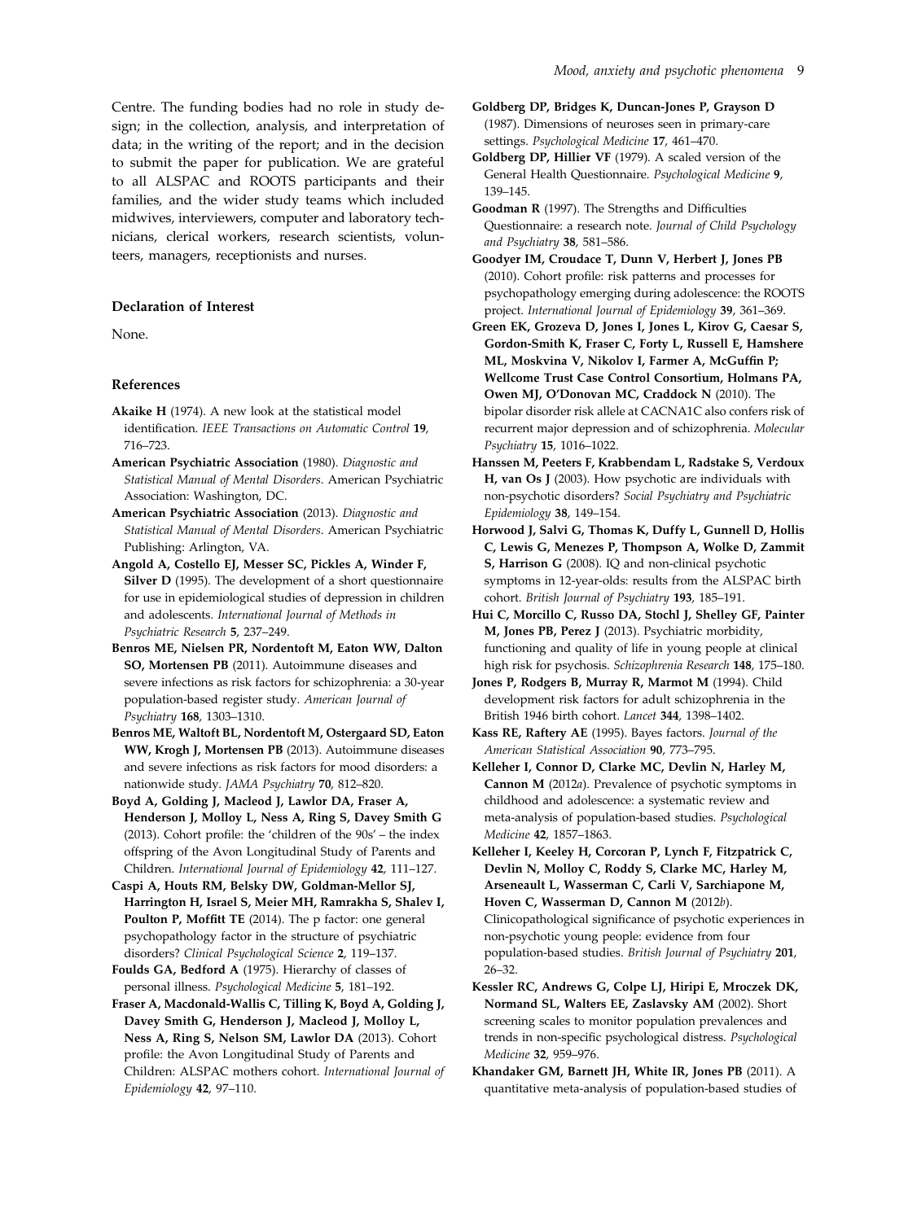Centre. The funding bodies had no role in study design; in the collection, analysis, and interpretation of data; in the writing of the report; and in the decision to submit the paper for publication. We are grateful to all ALSPAC and ROOTS participants and their families, and the wider study teams which included midwives, interviewers, computer and laboratory technicians, clerical workers, research scientists, volunteers, managers, receptionists and nurses.

### Declaration of Interest

None.

### References

**Akaike H** (1974). A new look at the statistical model identification. *IEEE Transactions on Automatic Control* **19**, 716–723.

**American Psychiatric Association** (1980). *Diagnostic and Statistical Manual of Mental Disorders*. American Psychiatric Association: Washington, DC.

**American Psychiatric Association** (2013). *Diagnostic and Statistical Manual of Mental Disorders*. American Psychiatric Publishing: Arlington, VA.

**Angold A, Costello EJ, Messer SC, Pickles A, Winder F, Silver D** (1995). The development of a short questionnaire for use in epidemiological studies of depression in children and adolescents. *International Journal of Methods in Psychiatric Research* **5**, 237–249.

**Benros ME, Nielsen PR, Nordentoft M, Eaton WW, Dalton SO, Mortensen PB** (2011). Autoimmune diseases and severe infections as risk factors for schizophrenia: a 30-year population-based register study. *American Journal of Psychiatry* **168**, 1303–1310.

**Benros ME, Waltoft BL, Nordentoft M, Ostergaard SD, Eaton WW, Krogh J, Mortensen PB** (2013). Autoimmune diseases and severe infections as risk factors for mood disorders: a nationwide study. *JAMA Psychiatry* **70**, 812–820.

**Boyd A, Golding J, Macleod J, Lawlor DA, Fraser A, Henderson J, Molloy L, Ness A, Ring S, Davey Smith G** (2013). Cohort profile: the 'children of the 90s' – the index offspring of the Avon Longitudinal Study of Parents and Children. *International Journal of Epidemiology* **42**, 111–127.

**Caspi A, Houts RM, Belsky DW, Goldman-Mellor SJ, Harrington H, Israel S, Meier MH, Ramrakha S, Shalev I, Poulton P, Moffitt TE** (2014). The p factor: one general psychopathology factor in the structure of psychiatric disorders? *Clinical Psychological Science* **2**, 119–137.

**Foulds GA, Bedford A** (1975). Hierarchy of classes of personal illness. *Psychological Medicine* **5**, 181–192.

**Fraser A, Macdonald-Wallis C, Tilling K, Boyd A, Golding J, Davey Smith G, Henderson J, Macleod J, Molloy L, Ness A, Ring S, Nelson SM, Lawlor DA** (2013). Cohort profile: the Avon Longitudinal Study of Parents and Children: ALSPAC mothers cohort. *International Journal of Epidemiology* **42**, 97–110.

**Goldberg DP, Bridges K, Duncan-Jones P, Grayson D** (1987). Dimensions of neuroses seen in primary-care settings. *Psychological Medicine* **17**, 461–470.

**Goldberg DP, Hillier VF** (1979). A scaled version of the General Health Questionnaire. *Psychological Medicine* **9**, 139–145.

**Goodman R** (1997). The Strengths and Difficulties Questionnaire: a research note. *Journal of Child Psychology and Psychiatry* **38**, 581–586.

**Goodyer IM, Croudace T, Dunn V, Herbert J, Jones PB** (2010). Cohort profile: risk patterns and processes for psychopathology emerging during adolescence: the ROOTS project. *International Journal of Epidemiology* **39**, 361–369.

**Green EK, Grozeva D, Jones I, Jones L, Kirov G, Caesar S, Gordon-Smith K, Fraser C, Forty L, Russell E, Hamshere ML, Moskvina V, Nikolov I, Farmer A, McGuffin P; Wellcome Trust Case Control Consortium, Holmans PA, Owen MJ, O'Donovan MC, Craddock N** (2010). The bipolar disorder risk allele at CACNA1C also confers risk of recurrent major depression and of schizophrenia. *Molecular Psychiatry* **15**, 1016–1022.

**Hanssen M, Peeters F, Krabbendam L, Radstake S, Verdoux H, van Os J** (2003). How psychotic are individuals with non-psychotic disorders? *Social Psychiatry and Psychiatric Epidemiology* **38**, 149–154.

**Horwood J, Salvi G, Thomas K, Duffy L, Gunnell D, Hollis C, Lewis G, Menezes P, Thompson A, Wolke D, Zammit S, Harrison G** (2008). IQ and non-clinical psychotic symptoms in 12-year-olds: results from the ALSPAC birth cohort. *British Journal of Psychiatry* **193**, 185–191.

**Hui C, Morcillo C, Russo DA, Stochl J, Shelley GF, Painter M, Jones PB, Perez J** (2013). Psychiatric morbidity, functioning and quality of life in young people at clinical high risk for psychosis. *Schizophrenia Research* **148**, 175–180.

**Jones P, Rodgers B, Murray R, Marmot M** (1994). Child development risk factors for adult schizophrenia in the British 1946 birth cohort. *Lancet* **344**, 1398–1402.

**Kass RE, Raftery AE** (1995). Bayes factors. *Journal of the American Statistical Association* **90**, 773–795.

**Kelleher I, Connor D, Clarke MC, Devlin N, Harley M, Cannon M** (2012*a*). Prevalence of psychotic symptoms in childhood and adolescence: a systematic review and meta-analysis of population-based studies. *Psychological Medicine* **42**, 1857–1863.

**Kelleher I, Keeley H, Corcoran P, Lynch F, Fitzpatrick C, Devlin N, Molloy C, Roddy S, Clarke MC, Harley M, Arseneault L, Wasserman C, Carli V, Sarchiapone M, Hoven C, Wasserman D, Cannon M** (2012*b*). Clinicopathological significance of psychotic experiences in non-psychotic young people: evidence from four population-based studies. *British Journal of Psychiatry* **201**, 26–32.

**Kessler RC, Andrews G, Colpe LJ, Hiripi E, Mroczek DK, Normand SL, Walters EE, Zaslavsky AM** (2002). Short screening scales to monitor population prevalences and trends in non-specific psychological distress. *Psychological Medicine* **32**, 959–976.

**Khandaker GM, Barnett JH, White IR, Jones PB** (2011). A quantitative meta-analysis of population-based studies of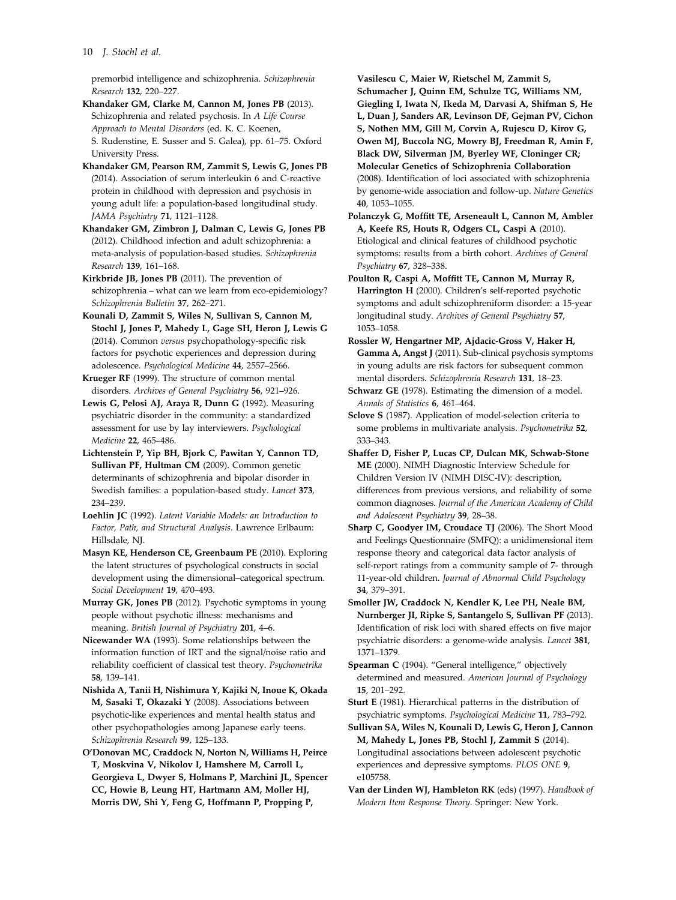premorbid intelligence and schizophrenia. *Schizophrenia Research* **132**, 220–227.

**Khandaker GM, Clarke M, Cannon M, Jones PB** (2013). Schizophrenia and related psychosis. In *A Life Course Approach to Mental Disorders* (ed. K. C. Koenen, S. Rudenstine, E. Susser and S. Galea), pp. 61–75. Oxford University Press.

**Khandaker GM, Pearson RM, Zammit S, Lewis G, Jones PB** (2014). Association of serum interleukin 6 and C-reactive protein in childhood with depression and psychosis in young adult life: a population-based longitudinal study. *JAMA Psychiatry* **71**, 1121–1128.

**Khandaker GM, Zimbron J, Dalman C, Lewis G, Jones PB** (2012). Childhood infection and adult schizophrenia: a meta-analysis of population-based studies. *Schizophrenia Research* **139**, 161–168.

**Kirkbride JB, Jones PB** (2011). The prevention of schizophrenia – what can we learn from eco-epidemiology? *Schizophrenia Bulletin* **37**, 262–271.

**Kounali D, Zammit S, Wiles N, Sullivan S, Cannon M, Stochl J, Jones P, Mahedy L, Gage SH, Heron J, Lewis G** (2014). Common *versus* psychopathology-specific risk factors for psychotic experiences and depression during adolescence. *Psychological Medicine* **44**, 2557–2566.

**Krueger RF** (1999). The structure of common mental disorders. *Archives of General Psychiatry* **56**, 921–926.

**Lewis G, Pelosi AJ, Araya R, Dunn G** (1992). Measuring psychiatric disorder in the community: a standardized assessment for use by lay interviewers. *Psychological Medicine* **22**, 465–486.

**Lichtenstein P, Yip BH, Bjork C, Pawitan Y, Cannon TD, Sullivan PF, Hultman CM** (2009). Common genetic determinants of schizophrenia and bipolar disorder in Swedish families: a population-based study. *Lancet* **373**, 234–239.

**Loehlin JC** (1992). *Latent Variable Models: an Introduction to Factor, Path, and Structural Analysis*. Lawrence Erlbaum: Hillsdale, NJ.

**Masyn KE, Henderson CE, Greenbaum PE** (2010). Exploring the latent structures of psychological constructs in social development using the dimensional–categorical spectrum. *Social Development* **19**, 470–493.

**Murray GK, Jones PB** (2012). Psychotic symptoms in young people without psychotic illness: mechanisms and meaning. *British Journal of Psychiatry* **201**, 4–6.

**Nicewander WA** (1993). Some relationships between the information function of IRT and the signal/noise ratio and reliability coefficient of classical test theory. *Psychometrika* **58**, 139–141.

**Nishida A, Tanii H, Nishimura Y, Kajiki N, Inoue K, Okada M, Sasaki T, Okazaki Y** (2008). Associations between psychotic-like experiences and mental health status and other psychopathologies among Japanese early teens. *Schizophrenia Research* **99**, 125–133.

**O'Donovan MC, Craddock N, Norton N, Williams H, Peirce T, Moskvina V, Nikolov I, Hamshere M, Carroll L, Georgieva L, Dwyer S, Holmans P, Marchini JL, Spencer CC, Howie B, Leung HT, Hartmann AM, Moller HJ, Morris DW, Shi Y, Feng G, Hoffmann P, Propping P, Vasilescu C, Maier W, Rietschel M, Zammit S, Schumacher J, Quinn EM, Schulze TG, Williams NM, Giegling I, Iwata N, Ikeda M, Darvasi A, Shifman S, He L, Duan J, Sanders AR, Levinson DF, Gejman PV, Cichon S, Nothen MM, Gill M, Corvin A, Rujescu D, Kirov G, Owen MJ, Buccola NG, Mowry BJ, Freedman R, Amin F, Black DW, Silverman JM, Byerley WF, Cloninger CR; Molecular Genetics of Schizophrenia Collaboration** (2008). Identification of loci associated with schizophrenia by genome-wide association and follow-up. *Nature Genetics* **40**, 1053–1055.

**Polanczyk G, Moffitt TE, Arseneault L, Cannon M, Ambler A, Keefe RS, Houts R, Odgers CL, Caspi A** (2010). Etiological and clinical features of childhood psychotic symptoms: results from a birth cohort. *Archives of General Psychiatry* **67**, 328–338.

**Poulton R, Caspi A, Moffitt TE, Cannon M, Murray R, Harrington H** (2000). Children's self-reported psychotic symptoms and adult schizophreniform disorder: a 15-year longitudinal study. *Archives of General Psychiatry* **57**, 1053–1058.

**Rossler W, Hengartner MP, Ajdacic-Gross V, Haker H, Gamma A, Angst J** (2011). Sub-clinical psychosis symptoms in young adults are risk factors for subsequent common mental disorders. *Schizophrenia Research* **131**, 18–23.

**Schwarz GE** (1978). Estimating the dimension of a model. *Annals of Statistics* **6**, 461–464.

**Sclove S** (1987). Application of model-selection criteria to some problems in multivariate analysis. *Psychometrika* **52**, 333–343.

**Shaffer D, Fisher P, Lucas CP, Dulcan MK, Schwab-Stone ME** (2000). NIMH Diagnostic Interview Schedule for Children Version IV (NIMH DISC-IV): description, differences from previous versions, and reliability of some common diagnoses. *Journal of the American Academy of Child and Adolescent Psychiatry* **39**, 28–38.

**Sharp C, Goodyer IM, Croudace TJ** (2006). The Short Mood and Feelings Questionnaire (SMFQ): a unidimensional item response theory and categorical data factor analysis of self-report ratings from a community sample of 7- through 11-year-old children. *Journal of Abnormal Child Psychology* **34**, 379–391.

**Smoller JW, Craddock N, Kendler K, Lee PH, Neale BM, Nurnberger JI, Ripke S, Santangelo S, Sullivan PF** (2013). Identification of risk loci with shared effects on five major psychiatric disorders: a genome-wide analysis. *Lancet* **381**, 1371–1379.

**Spearman C** (1904). "General intelligence," objectively determined and measured. *American Journal of Psychology* **15**, 201–292.

**Sturt E** (1981). Hierarchical patterns in the distribution of psychiatric symptoms. *Psychological Medicine* **11**, 783–792.

**Sullivan SA, Wiles N, Kounali D, Lewis G, Heron J, Cannon M, Mahedy L, Jones PB, Stochl J, Zammit S** (2014). Longitudinal associations between adolescent psychotic experiences and depressive symptoms. *PLOS ONE* **9**, e105758.

**Van der Linden WJ, Hambleton RK** (eds) (1997). *Handbook of Modern Item Response Theory*. Springer: New York.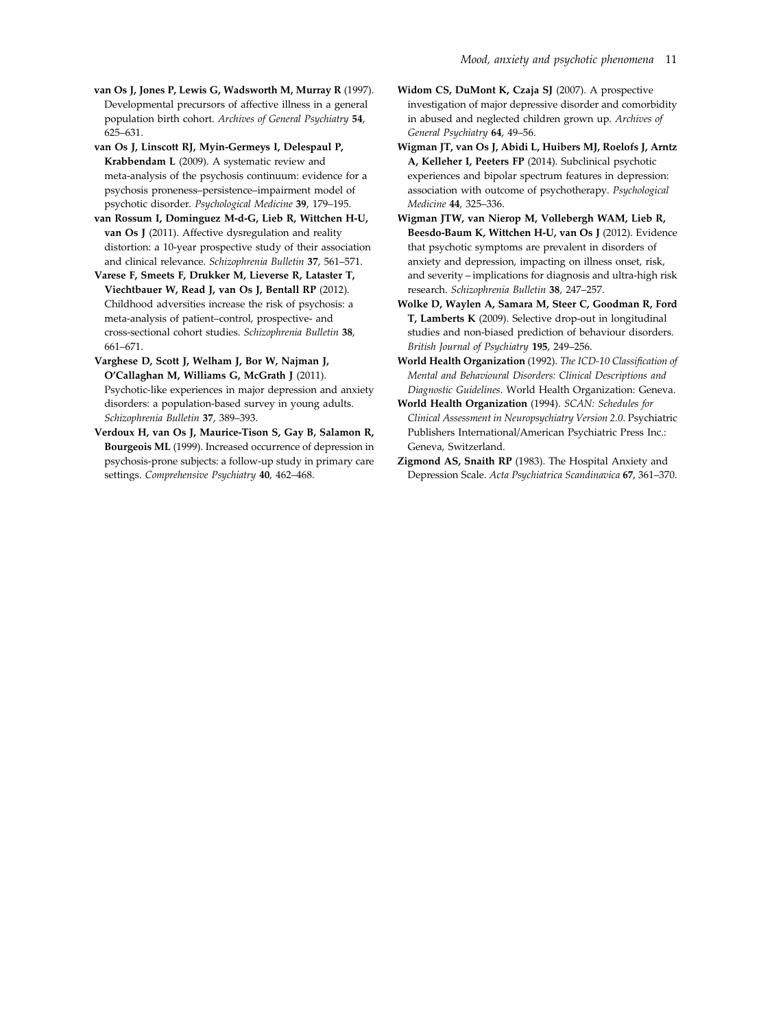**van Os J, Jones P, Lewis G, Wadsworth M, Murray R** (1997). Developmental precursors of affective illness in a general population birth cohort. *Archives of General Psychiatry* **54**, 625–631.

**van Os J, Linscott RJ, Myin-Germeys I, Delespaul P, Krabbendam L** (2009). A systematic review and meta-analysis of the psychosis continuum: evidence for a psychosis proneness–persistence–impairment model of psychotic disorder. *Psychological Medicine* **39**, 179–195.

**van Rossum I, Dominguez M-d-G, Lieb R, Wittchen H-U, van Os J** (2011). Affective dysregulation and reality distortion: a 10-year prospective study of their association and clinical relevance. *Schizophrenia Bulletin* **37**, 561–571.

**Varese F, Smeets F, Drukker M, Lieverse R, Lataster T, Viechtbauer W, Read J, van Os J, Bentall RP** (2012). Childhood adversities increase the risk of psychosis: a meta-analysis of patient–control, prospective- and cross-sectional cohort studies. *Schizophrenia Bulletin* **38**, 661–671.

**Varghese D, Scott J, Welham J, Bor W, Najman J, O'Callaghan M, Williams G, McGrath J** (2011). Psychotic-like experiences in major depression and anxiety disorders: a population-based survey in young adults. *Schizophrenia Bulletin* **37**, 389–393.

**Verdoux H, van Os J, Maurice-Tison S, Gay B, Salamon R, Bourgeois ML** (1999). Increased occurrence of depression in psychosis-prone subjects: a follow-up study in primary care settings. *Comprehensive Psychiatry* **40**, 462–468.

**Widom CS, DuMont K, Czaja SJ** (2007). A prospective investigation of major depressive disorder and comorbidity in abused and neglected children grown up. *Archives of General Psychiatry* **64**, 49–56.

**Wigman JT, van Os J, Abidi L, Huibers MJ, Roelofs J, Arntz A, Kelleher I, Peeters FP** (2014). Subclinical psychotic experiences and bipolar spectrum features in depression: association with outcome of psychotherapy. *Psychological Medicine* **44**, 325–336.

**Wigman JTW, van Nierop M, Vollebergh WAM, Lieb R, Beesdo-Baum K, Wittchen H-U, van Os J** (2012). Evidence that psychotic symptoms are prevalent in disorders of anxiety and depression, impacting on illness onset, risk, and severity – implications for diagnosis and ultra-high risk research. *Schizophrenia Bulletin* **38**, 247–257.

**Wolke D, Waylen A, Samara M, Steer C, Goodman R, Ford T, Lamberts K** (2009). Selective drop-out in longitudinal studies and non-biased prediction of behaviour disorders. *British Journal of Psychiatry* **195**, 249–256.

**World Health Organization** (1992). *The ICD-10 Classification of Mental and Behavioural Disorders: Clinical Descriptions and Diagnostic Guidelines*. World Health Organization: Geneva.

**World Health Organization** (1994). *SCAN: Schedules for Clinical Assessment in Neuropsychiatry Version 2.0*. Psychiatric Publishers International/American Psychiatric Press Inc.: Geneva, Switzerland.

**Zigmond AS, Snaith RP** (1983). The Hospital Anxiety and Depression Scale. *Acta Psychiatrica Scandinavica* **67**, 361–370.